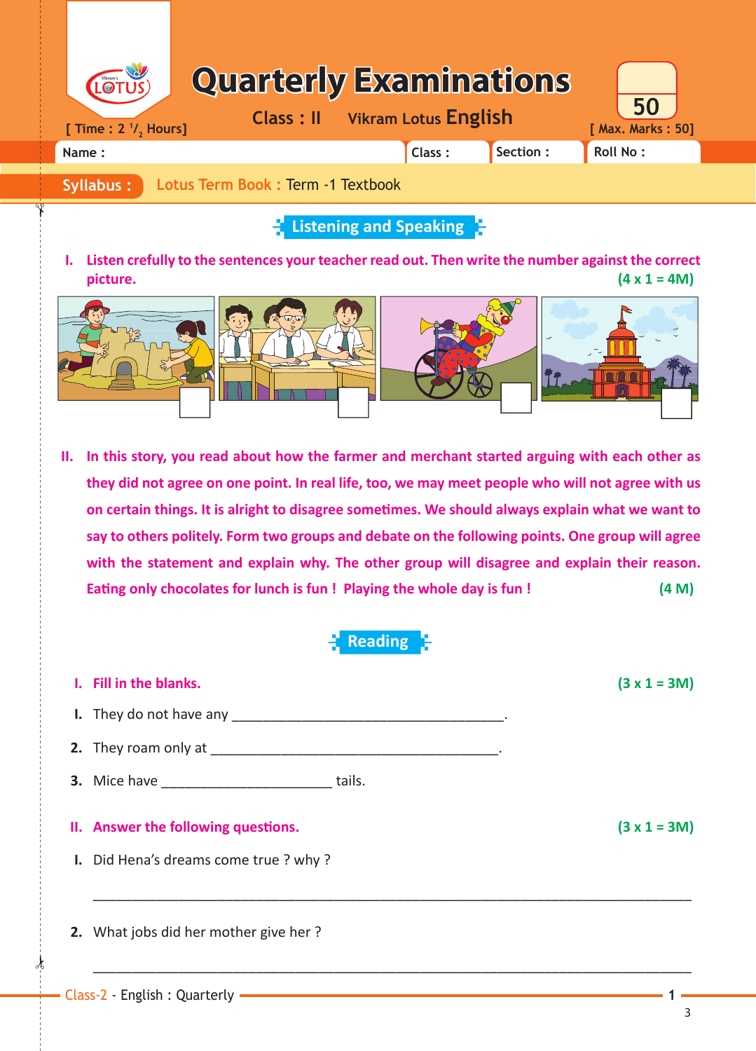# Quarterly Examinations

**Class : II** Vikram Lotus **English**

[ Time : 2 $^{1}/_{2}$ Hours] [ Max. Marks : 50]

50

| Name : | Class : | Section : | Roll No : |
|---|---|---|---|

**Syllabus :** Lotus Term Book : Term -1 Textbook

## Listening and Speaking

**I. Listen crefully to the sentences your teacher read out. Then write the number against the correct picture.** **(4 x 1 = 4M)**

**II. In this story, you read about how the farmer and merchant started arguing with each other as they did not agree on one point. In real life, too, we may meet people who will not agree with us on certain things. It is alright to disagree sometimes. We should always explain what we want to say to others politely. Form two groups and debate on the following points. One group will agree with the statement and explain why. The other group will disagree and explain their reason. Eating only chocolates for lunch is fun ! Playing the whole day is fun !** **(4 M)**

## Reading

**I. Fill in the blanks.** **(3 x 1 = 3M)**

I. They do not have any ______________________________________.

2. They roam only at ________________________________________.

3. Mice have ______________________ tails.

**II. Answer the following questions.** **(3 x 1 = 3M)**

I. Did Hena's dreams come true ? why ?

_______________________________________________________________

2. What jobs did her mother give her ?

_______________________________________________________________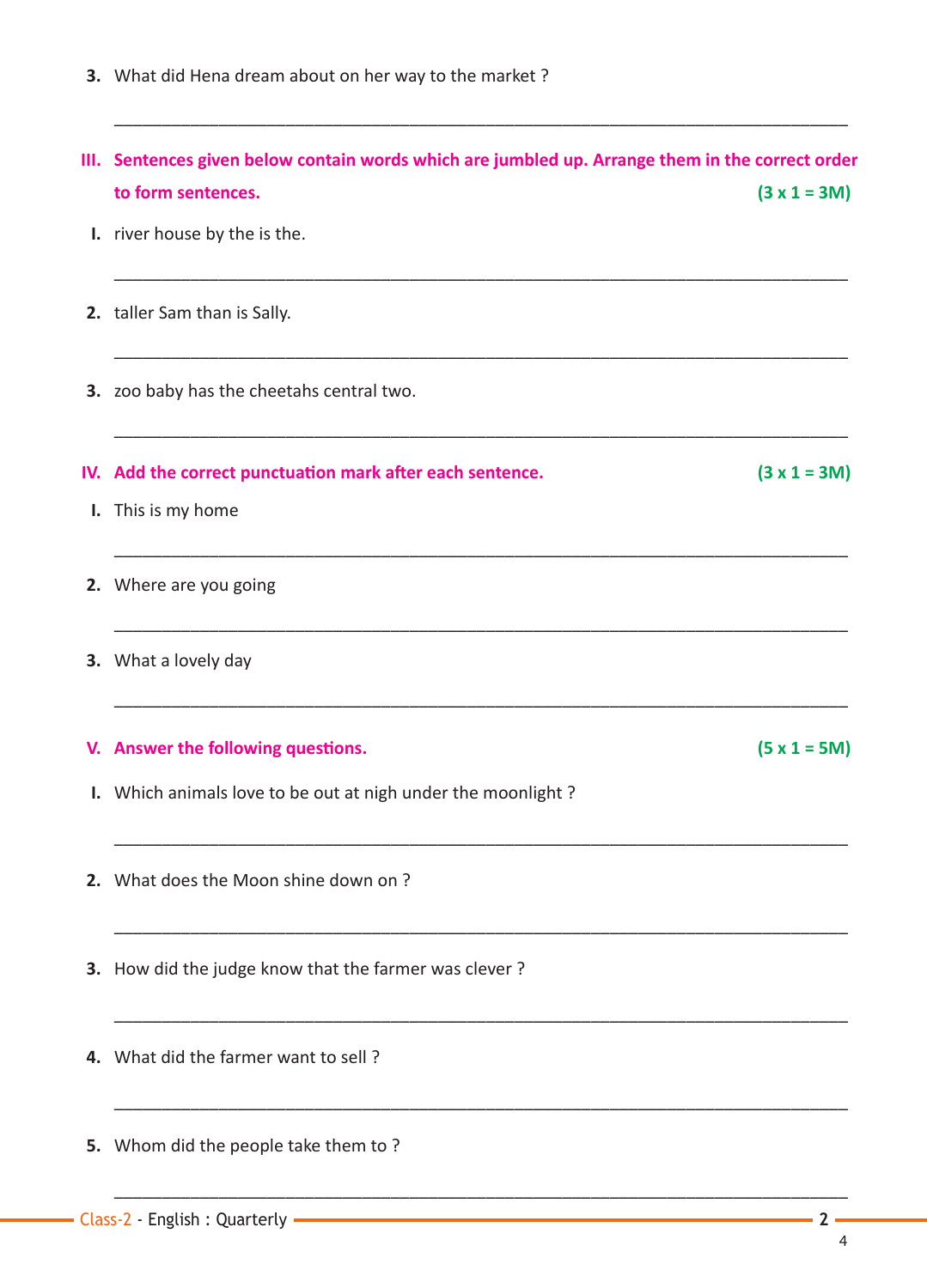3. What did Hena dream about on her way to the market ?

______________________________________________________________________

**III. Sentences given below contain words which are jumbled up. Arrange them in the correct order to form sentences. (3 x 1 = 3M)**

I. river house by the is the.

______________________________________________________________________

2. taller Sam than is Sally.

______________________________________________________________________

3. zoo baby has the cheetahs central two.

______________________________________________________________________

**IV. Add the correct punctuation mark after each sentence. (3 x 1 = 3M)**

I. This is my home

______________________________________________________________________

2. Where are you going

______________________________________________________________________

3. What a lovely day

______________________________________________________________________

**V. Answer the following questions. (5 x 1 = 5M)**

I. Which animals love to be out at nigh under the moonlight ?

______________________________________________________________________

2. What does the Moon shine down on ?

______________________________________________________________________

3. How did the judge know that the farmer was clever ?

______________________________________________________________________

4. What did the farmer want to sell ?

______________________________________________________________________

5. Whom did the people take them to ?

______________________________________________________________________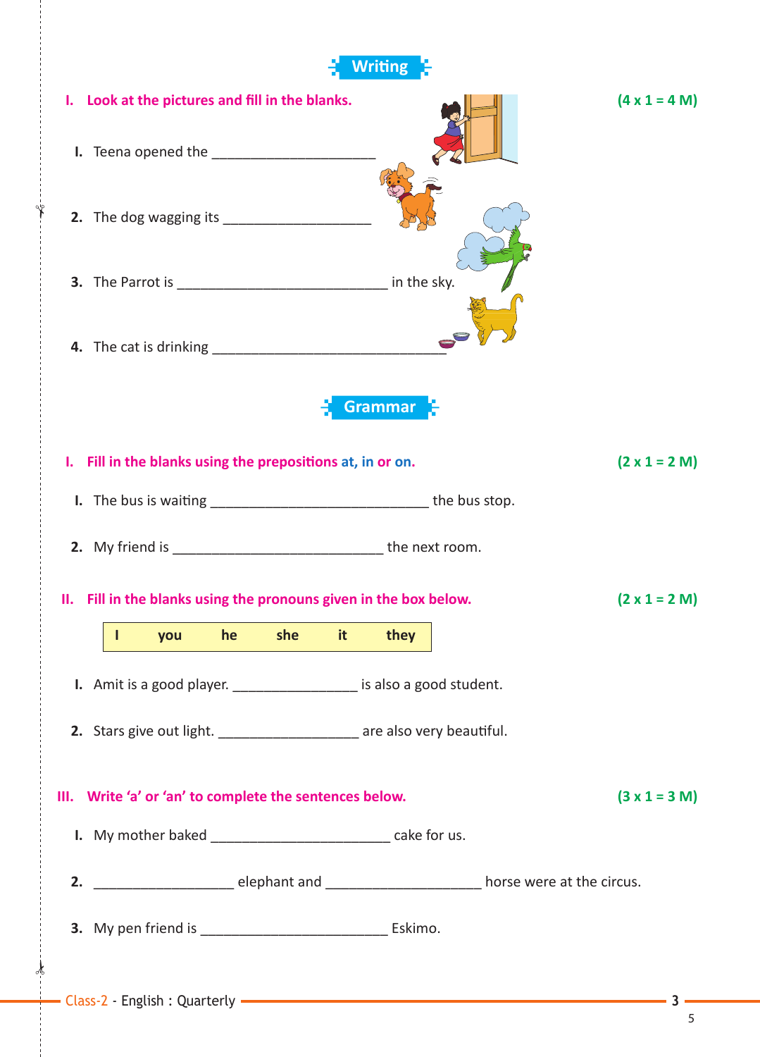## Writing

**I. Look at the pictures and fill in the blanks.** **(4 x 1 = 4 M)**

1. Teena opened the ______________________
2. The dog wagging its ____________________
3. The Parrot is ____________________________ in the sky.
4. The cat is drinking _______________________________

## Grammar

**I. Fill in the blanks using the prepositions at, in or on.** **(2 x 1 = 2 M)**

1. The bus is waiting _____________________________ the bus stop.
2. My friend is ____________________________ the next room.

**II. Fill in the blanks using the pronouns given in the box below.** **(2 x 1 = 2 M)**

| I | you | he | she | it | they |
|---|---|---|---|---|---|

1. Amit is a good player. ________________ is also a good student.
2. Stars give out light. __________________ are also very beautiful.

**III. Write 'a' or 'an' to complete the sentences below.** **(3 x 1 = 3 M)**

1. My mother baked _______________________ cake for us.
2. __________________ elephant and ____________________ horse were at the circus.
3. My pen friend is ________________________ Eskimo.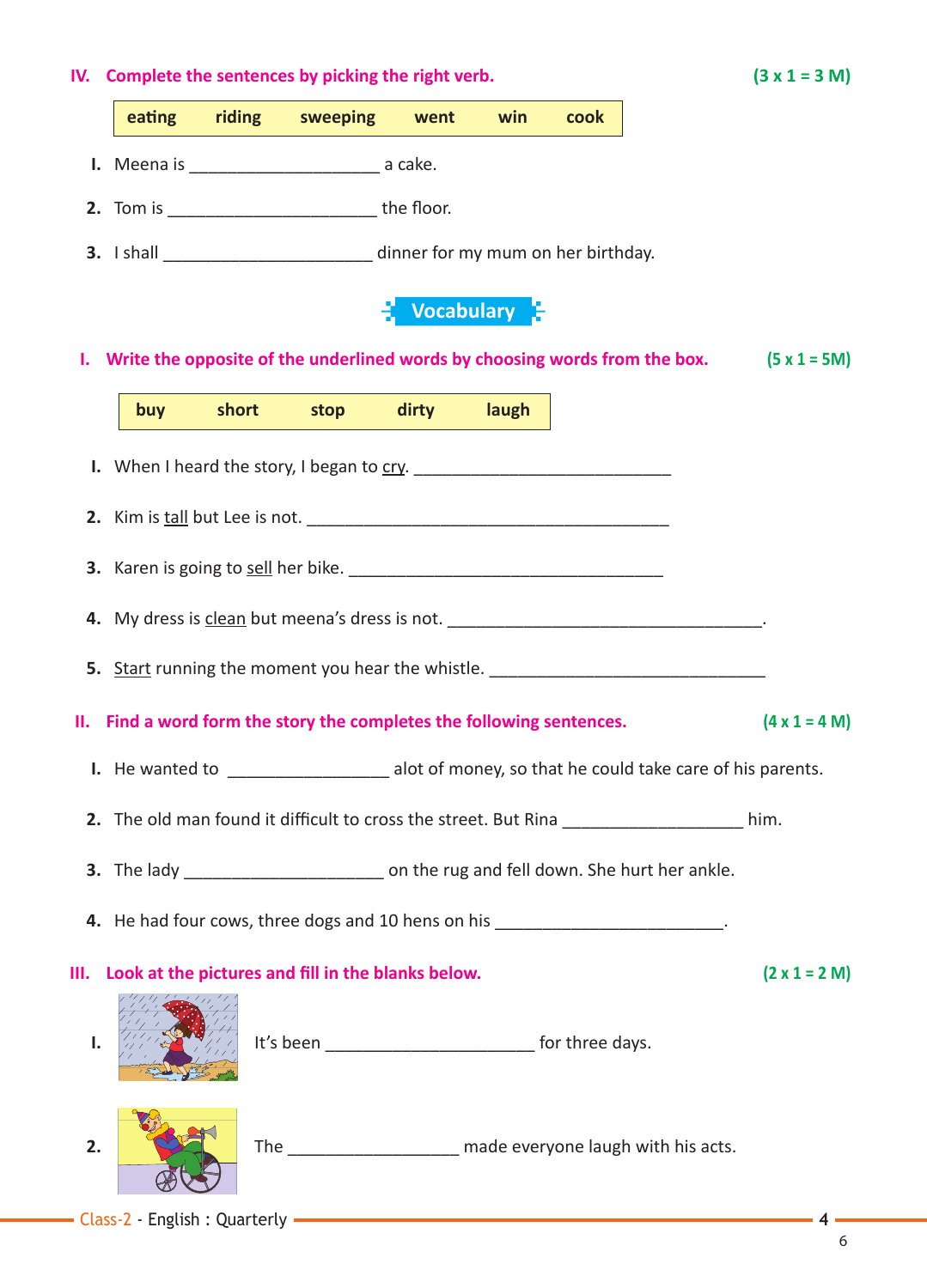## IV. Complete the sentences by picking the right verb. (3 x 1 = 3 M)

| | | | | | |
|---|---|---|---|---|---|
| eating | riding | sweeping | went | win | cook |

I. Meena is ____________________ a cake.

2. Tom is ______________________ the floor.

3. I shall ______________________ dinner for my mum on her birthday.

# Vocabulary

## I. Write the opposite of the underlined words by choosing words from the box. (5 x 1 = 5M)

| | | | | |
|---|---|---|---|---|
| buy | short | stop | dirty | laugh |

I. When I heard the story, I began to cry. ____________________________

2. Kim is tall but Lee is not. ________________________________________

3. Karen is going to sell her bike. __________________________________

4. My dress is clean but meena's dress is not. __________________________________.

5. Start running the moment you hear the whistle. ______________________________

## II. Find a word form the story the completes the following sentences. (4 x 1 = 4 M)

I. He wanted to _________________ alot of money, so that he could take care of his parents.

2. The old man found it difficult to cross the street. But Rina ___________________ him.

3. The lady _____________________ on the rug and fell down. She hurt her ankle.

4. He had four cows, three dogs and 10 hens on his ________________________.

## III. Look at the pictures and fill in the blanks below. (2 x 1 = 2 M)

I. It's been ______________________ for three days.

2. The __________________ made everyone laugh with his acts.